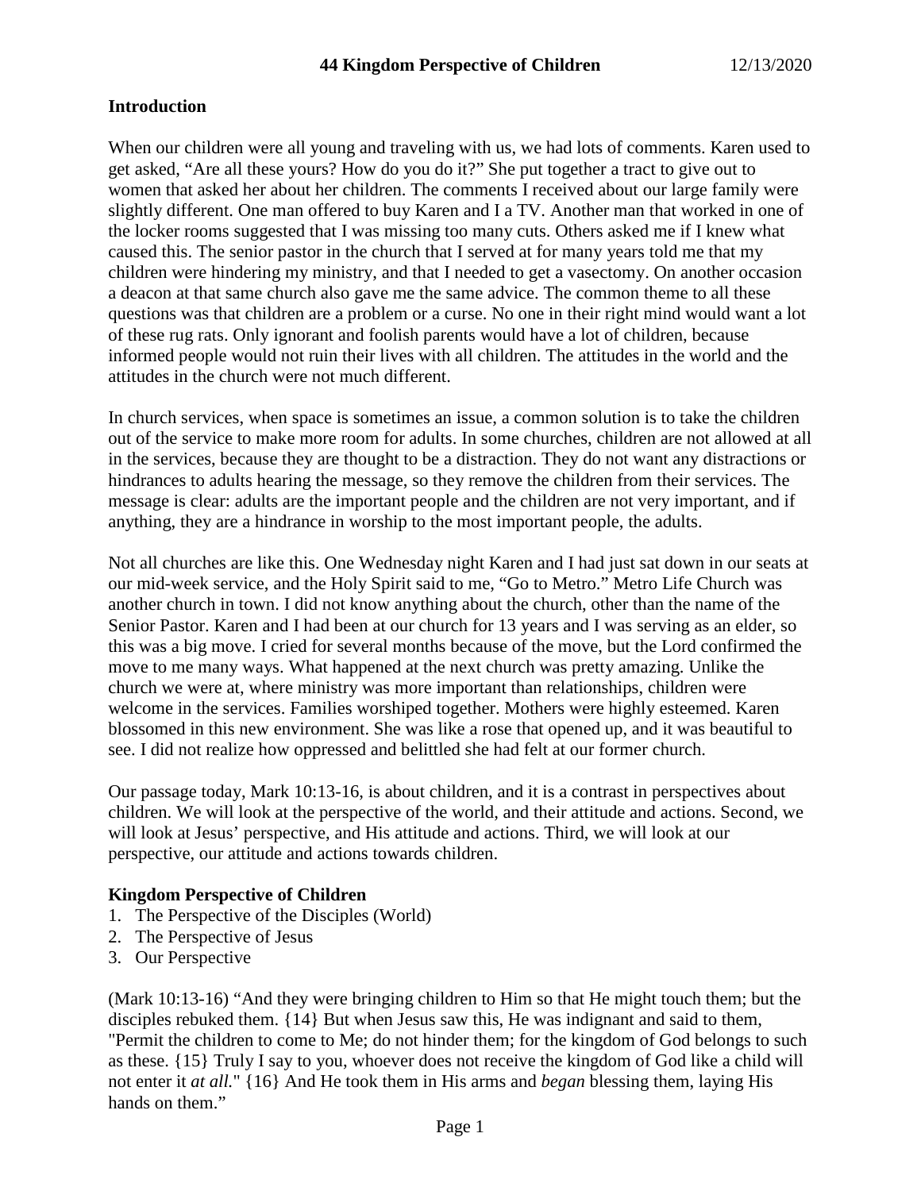# 44 Kingdom Perspective of Children

12/13/2020

## Introduction

When our children were all young and traveling with us, we had lots of comments. Karen used to get asked, "Are all these yours? How do you do it?" She put together a tract to give out to women that asked her about her children. The comments I received about our large family were slightly different. One man offered to buy Karen and I a TV. Another man that worked in one of the locker rooms suggested that I was missing too many cuts. Others asked me if I knew what caused this. The senior pastor in the church that I served at for many years told me that my children were hindering my ministry, and that I needed to get a vasectomy. On another occasion a deacon at that same church also gave me the same advice. The common theme to all these questions was that children are a problem or a curse. No one in their right mind would want a lot of these rug rats. Only ignorant and foolish parents would have a lot of children, because informed people would not ruin their lives with all children. The attitudes in the world and the attitudes in the church were not much different.

In church services, when space is sometimes an issue, a common solution is to take the children out of the service to make more room for adults. In some churches, children are not allowed at all in the services, because they are thought to be a distraction. They do not want any distractions or hindrances to adults hearing the message, so they remove the children from their services. The message is clear: adults are the important people and the children are not very important, and if anything, they are a hindrance in worship to the most important people, the adults.

Not all churches are like this. One Wednesday night Karen and I had just sat down in our seats at our mid-week service, and the Holy Spirit said to me, "Go to Metro." Metro Life Church was another church in town. I did not know anything about the church, other than the name of the Senior Pastor. Karen and I had been at our church for 13 years and I was serving as an elder, so this was a big move. I cried for several months because of the move, but the Lord confirmed the move to me many ways. What happened at the next church was pretty amazing. Unlike the church we were at, where ministry was more important than relationships, children were welcome in the services. Families worshiped together. Mothers were highly esteemed. Karen blossomed in this new environment. She was like a rose that opened up, and it was beautiful to see. I did not realize how oppressed and belittled she had felt at our former church.

Our passage today, Mark 10:13-16, is about children, and it is a contrast in perspectives about children. We will look at the perspective of the world, and their attitude and actions. Second, we will look at Jesus' perspective, and His attitude and actions. Third, we will look at our perspective, our attitude and actions towards children.

## Kingdom Perspective of Children

1. The Perspective of the Disciples (World)
2. The Perspective of Jesus
3. Our Perspective

(Mark 10:13-16) "And they were bringing children to Him so that He might touch them; but the disciples rebuked them. {14} But when Jesus saw this, He was indignant and said to them, "Permit the children to come to Me; do not hinder them; for the kingdom of God belongs to such as these. {15} Truly I say to you, whoever does not receive the kingdom of God like a child will not enter it *at all.*" {16} And He took them in His arms and *began* blessing them, laying His hands on them."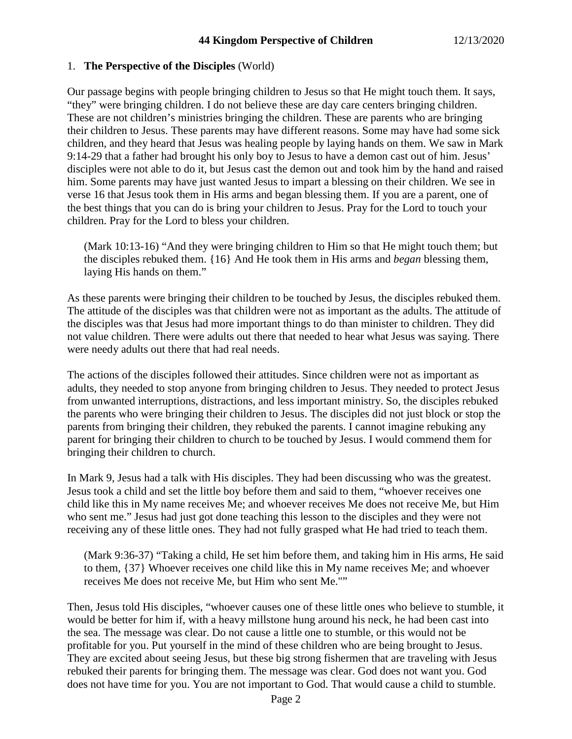1. **The Perspective of the Disciples** (World)

Our passage begins with people bringing children to Jesus so that He might touch them. It says, "they" were bringing children. I do not believe these are day care centers bringing children. These are not children's ministries bringing the children. These are parents who are bringing their children to Jesus. These parents may have different reasons. Some may have had some sick children, and they heard that Jesus was healing people by laying hands on them. We saw in Mark 9:14-29 that a father had brought his only boy to Jesus to have a demon cast out of him. Jesus' disciples were not able to do it, but Jesus cast the demon out and took him by the hand and raised him. Some parents may have just wanted Jesus to impart a blessing on their children. We see in verse 16 that Jesus took them in His arms and began blessing them. If you are a parent, one of the best things that you can do is bring your children to Jesus. Pray for the Lord to touch your children. Pray for the Lord to bless your children.

> (Mark 10:13-16) "And they were bringing children to Him so that He might touch them; but the disciples rebuked them. {16} And He took them in His arms and *began* blessing them, laying His hands on them."

As these parents were bringing their children to be touched by Jesus, the disciples rebuked them. The attitude of the disciples was that children were not as important as the adults. The attitude of the disciples was that Jesus had more important things to do than minister to children. They did not value children. There were adults out there that needed to hear what Jesus was saying. There were needy adults out there that had real needs.

The actions of the disciples followed their attitudes. Since children were not as important as adults, they needed to stop anyone from bringing children to Jesus. They needed to protect Jesus from unwanted interruptions, distractions, and less important ministry. So, the disciples rebuked the parents who were bringing their children to Jesus. The disciples did not just block or stop the parents from bringing their children, they rebuked the parents. I cannot imagine rebuking any parent for bringing their children to church to be touched by Jesus. I would commend them for bringing their children to church.

In Mark 9, Jesus had a talk with His disciples. They had been discussing who was the greatest. Jesus took a child and set the little boy before them and said to them, "whoever receives one child like this in My name receives Me; and whoever receives Me does not receive Me, but Him who sent me." Jesus had just got done teaching this lesson to the disciples and they were not receiving any of these little ones. They had not fully grasped what He had tried to teach them.

> (Mark 9:36-37) "Taking a child, He set him before them, and taking him in His arms, He said to them, {37} Whoever receives one child like this in My name receives Me; and whoever receives Me does not receive Me, but Him who sent Me.""

Then, Jesus told His disciples, "whoever causes one of these little ones who believe to stumble, it would be better for him if, with a heavy millstone hung around his neck, he had been cast into the sea. The message was clear. Do not cause a little one to stumble, or this would not be profitable for you. Put yourself in the mind of these children who are being brought to Jesus. They are excited about seeing Jesus, but these big strong fishermen that are traveling with Jesus rebuked their parents for bringing them. The message was clear. God does not want you. God does not have time for you. You are not important to God. That would cause a child to stumble.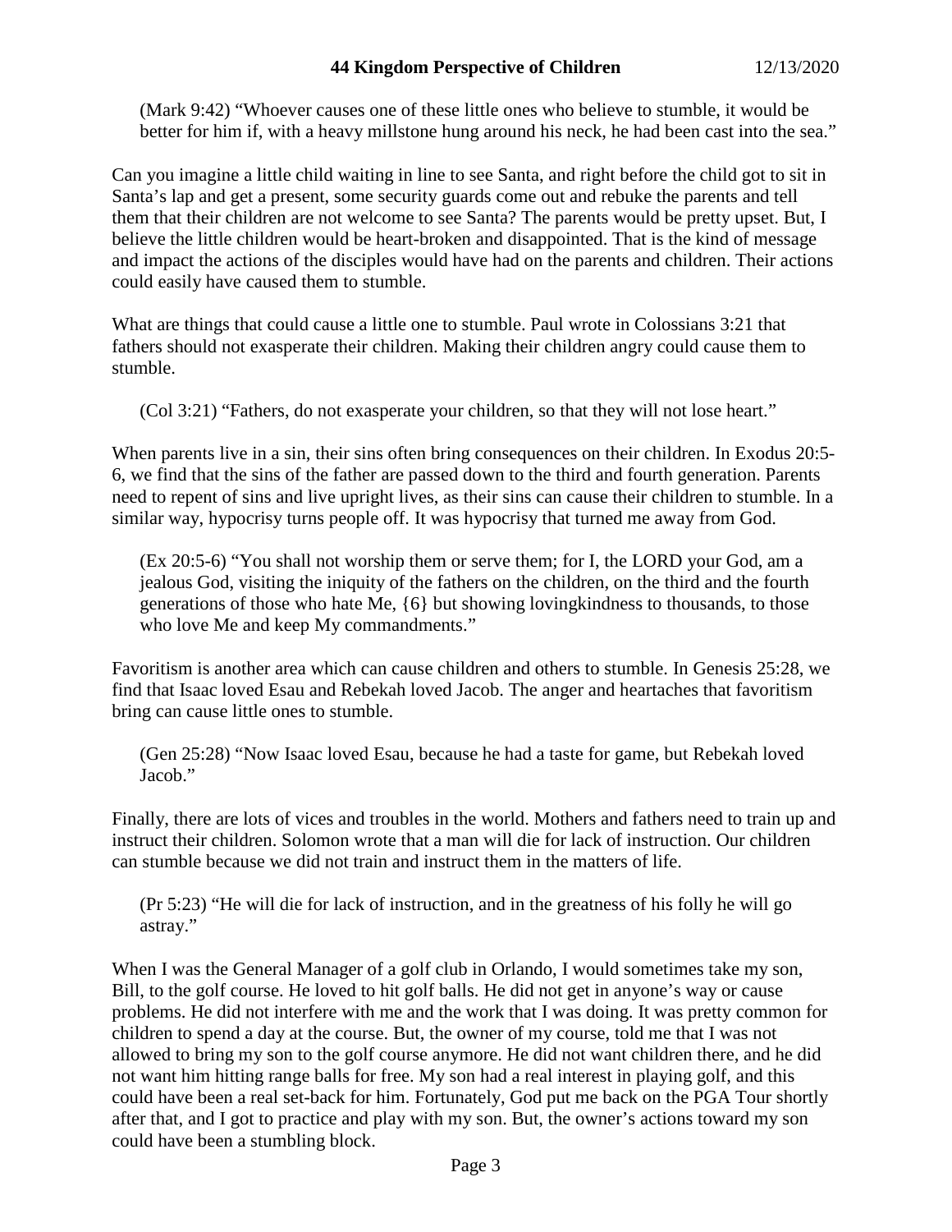(Mark 9:42) "Whoever causes one of these little ones who believe to stumble, it would be better for him if, with a heavy millstone hung around his neck, he had been cast into the sea."

Can you imagine a little child waiting in line to see Santa, and right before the child got to sit in Santa's lap and get a present, some security guards come out and rebuke the parents and tell them that their children are not welcome to see Santa? The parents would be pretty upset. But, I believe the little children would be heart-broken and disappointed. That is the kind of message and impact the actions of the disciples would have had on the parents and children. Their actions could easily have caused them to stumble.

What are things that could cause a little one to stumble. Paul wrote in Colossians 3:21 that fathers should not exasperate their children. Making their children angry could cause them to stumble.

(Col 3:21) "Fathers, do not exasperate your children, so that they will not lose heart."

When parents live in a sin, their sins often bring consequences on their children. In Exodus 20:5-6, we find that the sins of the father are passed down to the third and fourth generation. Parents need to repent of sins and live upright lives, as their sins can cause their children to stumble. In a similar way, hypocrisy turns people off. It was hypocrisy that turned me away from God.

(Ex 20:5-6) "You shall not worship them or serve them; for I, the LORD your God, am a jealous God, visiting the iniquity of the fathers on the children, on the third and the fourth generations of those who hate Me, {6} but showing lovingkindness to thousands, to those who love Me and keep My commandments."

Favoritism is another area which can cause children and others to stumble. In Genesis 25:28, we find that Isaac loved Esau and Rebekah loved Jacob. The anger and heartaches that favoritism bring can cause little ones to stumble.

(Gen 25:28) "Now Isaac loved Esau, because he had a taste for game, but Rebekah loved Jacob."

Finally, there are lots of vices and troubles in the world. Mothers and fathers need to train up and instruct their children. Solomon wrote that a man will die for lack of instruction. Our children can stumble because we did not train and instruct them in the matters of life.

(Pr 5:23) "He will die for lack of instruction, and in the greatness of his folly he will go astray."

When I was the General Manager of a golf club in Orlando, I would sometimes take my son, Bill, to the golf course. He loved to hit golf balls. He did not get in anyone's way or cause problems. He did not interfere with me and the work that I was doing. It was pretty common for children to spend a day at the course. But, the owner of my course, told me that I was not allowed to bring my son to the golf course anymore. He did not want children there, and he did not want him hitting range balls for free. My son had a real interest in playing golf, and this could have been a real set-back for him. Fortunately, God put me back on the PGA Tour shortly after that, and I got to practice and play with my son. But, the owner's actions toward my son could have been a stumbling block.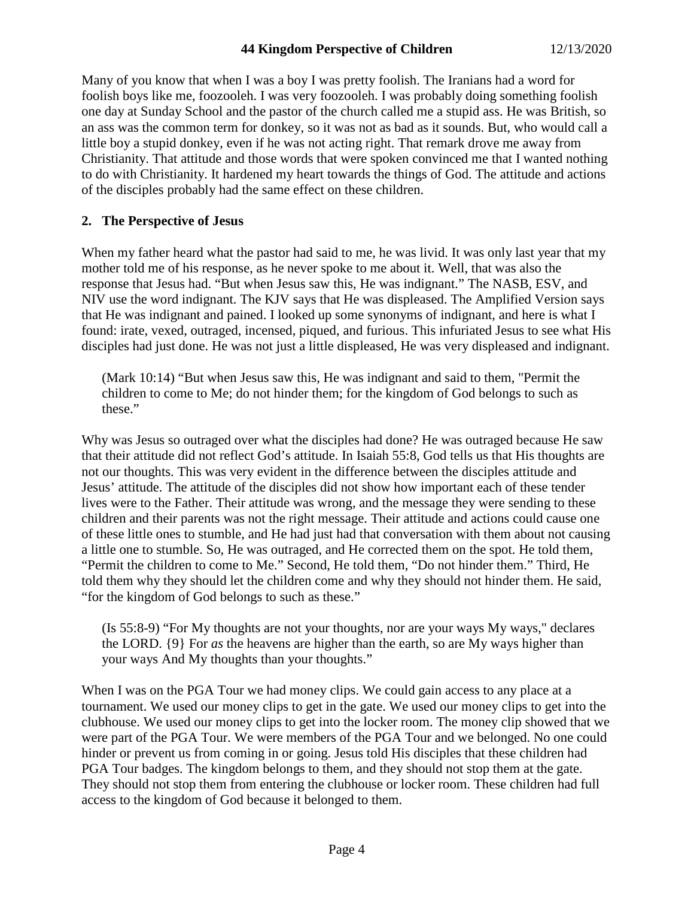Many of you know that when I was a boy I was pretty foolish. The Iranians had a word for foolish boys like me, foozooleh. I was very foozooleh. I was probably doing something foolish one day at Sunday School and the pastor of the church called me a stupid ass. He was British, so an ass was the common term for donkey, so it was not as bad as it sounds. But, who would call a little boy a stupid donkey, even if he was not acting right. That remark drove me away from Christianity. That attitude and those words that were spoken convinced me that I wanted nothing to do with Christianity. It hardened my heart towards the things of God. The attitude and actions of the disciples probably had the same effect on these children.

## 2. The Perspective of Jesus

When my father heard what the pastor had said to me, he was livid. It was only last year that my mother told me of his response, as he never spoke to me about it. Well, that was also the response that Jesus had. "But when Jesus saw this, He was indignant." The NASB, ESV, and NIV use the word indignant. The KJV says that He was displeased. The Amplified Version says that He was indignant and pained. I looked up some synonyms of indignant, and here is what I found: irate, vexed, outraged, incensed, piqued, and furious. This infuriated Jesus to see what His disciples had just done. He was not just a little displeased, He was very displeased and indignant.

> (Mark 10:14) "But when Jesus saw this, He was indignant and said to them, "Permit the children to come to Me; do not hinder them; for the kingdom of God belongs to such as these."

Why was Jesus so outraged over what the disciples had done? He was outraged because He saw that their attitude did not reflect God's attitude. In Isaiah 55:8, God tells us that His thoughts are not our thoughts. This was very evident in the difference between the disciples attitude and Jesus' attitude. The attitude of the disciples did not show how important each of these tender lives were to the Father. Their attitude was wrong, and the message they were sending to these children and their parents was not the right message. Their attitude and actions could cause one of these little ones to stumble, and He had just had that conversation with them about not causing a little one to stumble. So, He was outraged, and He corrected them on the spot. He told them, "Permit the children to come to Me." Second, He told them, "Do not hinder them." Third, He told them why they should let the children come and why they should not hinder them. He said, "for the kingdom of God belongs to such as these."

> (Is 55:8-9) "For My thoughts are not your thoughts, nor are your ways My ways," declares the LORD. {9} For *as* the heavens are higher than the earth, so are My ways higher than your ways And My thoughts than your thoughts."

When I was on the PGA Tour we had money clips. We could gain access to any place at a tournament. We used our money clips to get in the gate. We used our money clips to get into the clubhouse. We used our money clips to get into the locker room. The money clip showed that we were part of the PGA Tour. We were members of the PGA Tour and we belonged. No one could hinder or prevent us from coming in or going. Jesus told His disciples that these children had PGA Tour badges. The kingdom belongs to them, and they should not stop them at the gate. They should not stop them from entering the clubhouse or locker room. These children had full access to the kingdom of God because it belonged to them.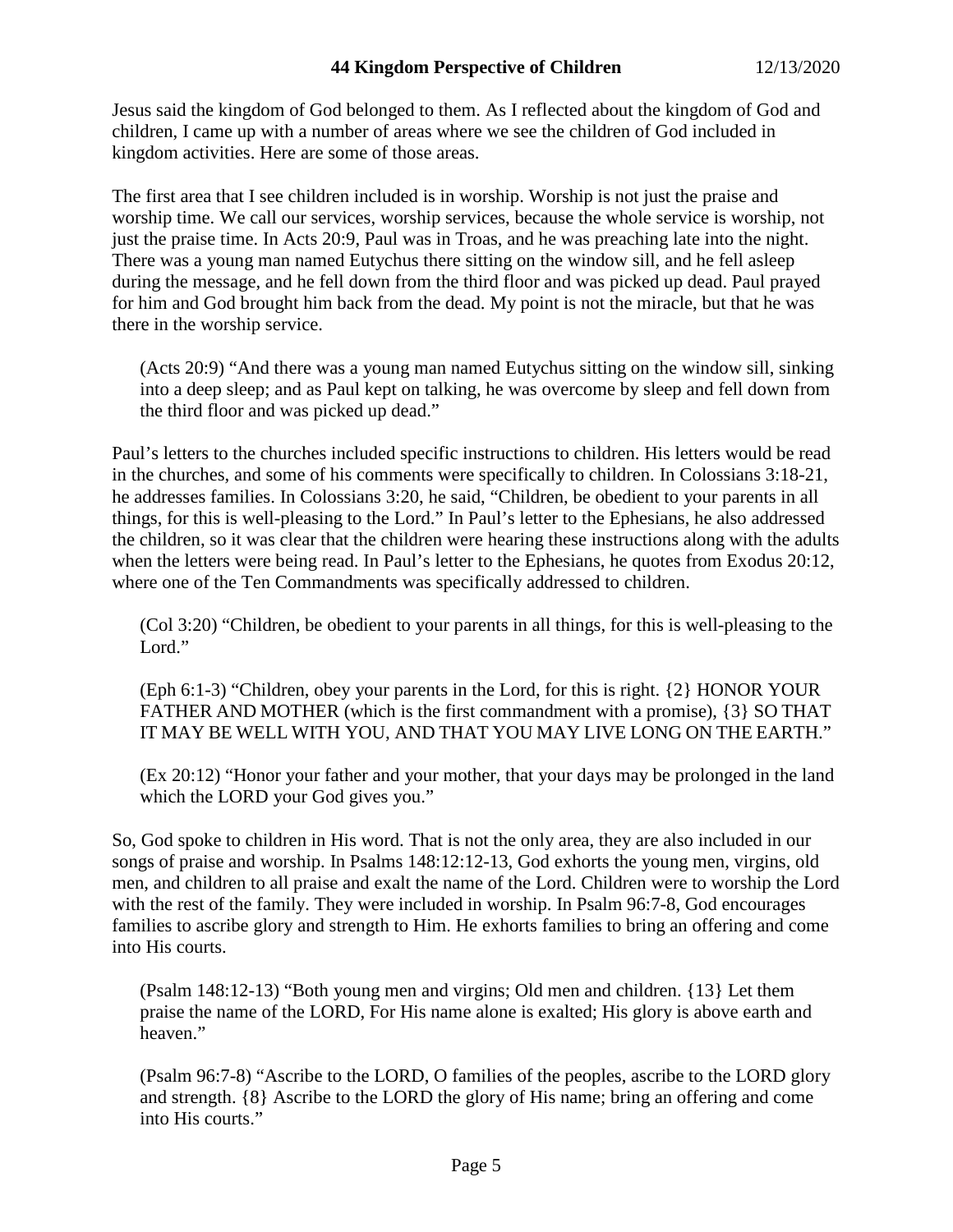Jesus said the kingdom of God belonged to them. As I reflected about the kingdom of God and children, I came up with a number of areas where we see the children of God included in kingdom activities. Here are some of those areas.

The first area that I see children included is in worship. Worship is not just the praise and worship time. We call our services, worship services, because the whole service is worship, not just the praise time. In Acts 20:9, Paul was in Troas, and he was preaching late into the night. There was a young man named Eutychus there sitting on the window sill, and he fell asleep during the message, and he fell down from the third floor and was picked up dead. Paul prayed for him and God brought him back from the dead. My point is not the miracle, but that he was there in the worship service.

> (Acts 20:9) "And there was a young man named Eutychus sitting on the window sill, sinking into a deep sleep; and as Paul kept on talking, he was overcome by sleep and fell down from the third floor and was picked up dead."

Paul's letters to the churches included specific instructions to children. His letters would be read in the churches, and some of his comments were specifically to children. In Colossians 3:18-21, he addresses families. In Colossians 3:20, he said, "Children, be obedient to your parents in all things, for this is well-pleasing to the Lord." In Paul's letter to the Ephesians, he also addressed the children, so it was clear that the children were hearing these instructions along with the adults when the letters were being read. In Paul's letter to the Ephesians, he quotes from Exodus 20:12, where one of the Ten Commandments was specifically addressed to children.

> (Col 3:20) "Children, be obedient to your parents in all things, for this is well-pleasing to the Lord."

> (Eph 6:1-3) "Children, obey your parents in the Lord, for this is right. {2} HONOR YOUR FATHER AND MOTHER (which is the first commandment with a promise), {3} SO THAT IT MAY BE WELL WITH YOU, AND THAT YOU MAY LIVE LONG ON THE EARTH."

> (Ex 20:12) "Honor your father and your mother, that your days may be prolonged in the land which the LORD your God gives you."

So, God spoke to children in His word. That is not the only area, they are also included in our songs of praise and worship. In Psalms 148:12:12-13, God exhorts the young men, virgins, old men, and children to all praise and exalt the name of the Lord. Children were to worship the Lord with the rest of the family. They were included in worship. In Psalm 96:7-8, God encourages families to ascribe glory and strength to Him. He exhorts families to bring an offering and come into His courts.

> (Psalm 148:12-13) "Both young men and virgins; Old men and children. {13} Let them praise the name of the LORD, For His name alone is exalted; His glory is above earth and heaven."

> (Psalm 96:7-8) "Ascribe to the LORD, O families of the peoples, ascribe to the LORD glory and strength. {8} Ascribe to the LORD the glory of His name; bring an offering and come into His courts."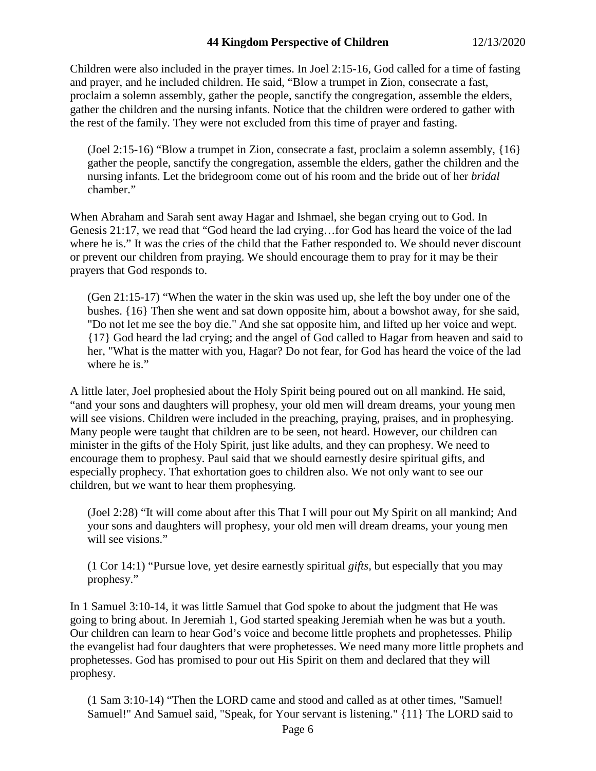Children were also included in the prayer times. In Joel 2:15-16, God called for a time of fasting and prayer, and he included children. He said, "Blow a trumpet in Zion, consecrate a fast, proclaim a solemn assembly, gather the people, sanctify the congregation, assemble the elders, gather the children and the nursing infants. Notice that the children were ordered to gather with the rest of the family. They were not excluded from this time of prayer and fasting.

> (Joel 2:15-16) "Blow a trumpet in Zion, consecrate a fast, proclaim a solemn assembly, {16} gather the people, sanctify the congregation, assemble the elders, gather the children and the nursing infants. Let the bridegroom come out of his room and the bride out of her *bridal* chamber."

When Abraham and Sarah sent away Hagar and Ishmael, she began crying out to God. In Genesis 21:17, we read that "God heard the lad crying…for God has heard the voice of the lad where he is." It was the cries of the child that the Father responded to. We should never discount or prevent our children from praying. We should encourage them to pray for it may be their prayers that God responds to.

> (Gen 21:15-17) "When the water in the skin was used up, she left the boy under one of the bushes. {16} Then she went and sat down opposite him, about a bowshot away, for she said, "Do not let me see the boy die." And she sat opposite him, and lifted up her voice and wept. {17} God heard the lad crying; and the angel of God called to Hagar from heaven and said to her, "What is the matter with you, Hagar? Do not fear, for God has heard the voice of the lad where he is."

A little later, Joel prophesied about the Holy Spirit being poured out on all mankind. He said, "and your sons and daughters will prophesy, your old men will dream dreams, your young men will see visions. Children were included in the preaching, praying, praises, and in prophesying. Many people were taught that children are to be seen, not heard. However, our children can minister in the gifts of the Holy Spirit, just like adults, and they can prophesy. We need to encourage them to prophesy. Paul said that we should earnestly desire spiritual gifts, and especially prophecy. That exhortation goes to children also. We not only want to see our children, but we want to hear them prophesying.

> (Joel 2:28) "It will come about after this That I will pour out My Spirit on all mankind; And your sons and daughters will prophesy, your old men will dream dreams, your young men will see visions."

> (1 Cor 14:1) "Pursue love, yet desire earnestly spiritual *gifts*, but especially that you may prophesy."

In 1 Samuel 3:10-14, it was little Samuel that God spoke to about the judgment that He was going to bring about. In Jeremiah 1, God started speaking Jeremiah when he was but a youth. Our children can learn to hear God's voice and become little prophets and prophetesses. Philip the evangelist had four daughters that were prophetesses. We need many more little prophets and prophetesses. God has promised to pour out His Spirit on them and declared that they will prophesy.

> (1 Sam 3:10-14) "Then the LORD came and stood and called as at other times, "Samuel! Samuel!" And Samuel said, "Speak, for Your servant is listening." {11} The LORD said to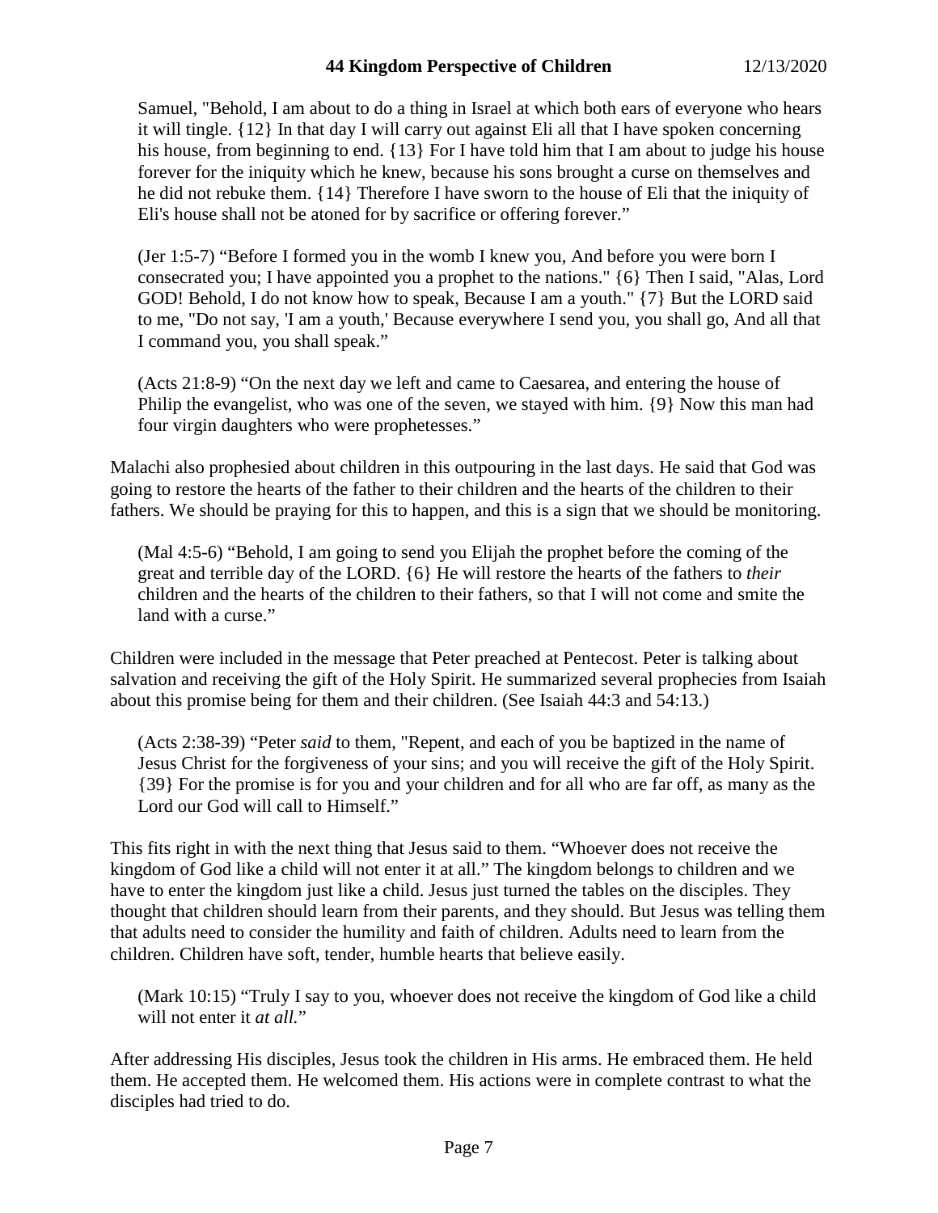Samuel, "Behold, I am about to do a thing in Israel at which both ears of everyone who hears it will tingle. {12} In that day I will carry out against Eli all that I have spoken concerning his house, from beginning to end. {13} For I have told him that I am about to judge his house forever for the iniquity which he knew, because his sons brought a curse on themselves and he did not rebuke them. {14} Therefore I have sworn to the house of Eli that the iniquity of Eli's house shall not be atoned for by sacrifice or offering forever."

> (Jer 1:5-7) "Before I formed you in the womb I knew you, And before you were born I consecrated you; I have appointed you a prophet to the nations." {6} Then I said, "Alas, Lord GOD! Behold, I do not know how to speak, Because I am a youth." {7} But the LORD said to me, "Do not say, 'I am a youth,' Because everywhere I send you, you shall go, And all that I command you, you shall speak."

> (Acts 21:8-9) "On the next day we left and came to Caesarea, and entering the house of Philip the evangelist, who was one of the seven, we stayed with him. {9} Now this man had four virgin daughters who were prophetesses."

Malachi also prophesied about children in this outpouring in the last days. He said that God was going to restore the hearts of the father to their children and the hearts of the children to their fathers. We should be praying for this to happen, and this is a sign that we should be monitoring.

> (Mal 4:5-6) "Behold, I am going to send you Elijah the prophet before the coming of the great and terrible day of the LORD. {6} He will restore the hearts of the fathers to *their* children and the hearts of the children to their fathers, so that I will not come and smite the land with a curse."

Children were included in the message that Peter preached at Pentecost. Peter is talking about salvation and receiving the gift of the Holy Spirit. He summarized several prophecies from Isaiah about this promise being for them and their children. (See Isaiah 44:3 and 54:13.)

> (Acts 2:38-39) "Peter *said* to them, "Repent, and each of you be baptized in the name of Jesus Christ for the forgiveness of your sins; and you will receive the gift of the Holy Spirit. {39} For the promise is for you and your children and for all who are far off, as many as the Lord our God will call to Himself."

This fits right in with the next thing that Jesus said to them. "Whoever does not receive the kingdom of God like a child will not enter it at all." The kingdom belongs to children and we have to enter the kingdom just like a child. Jesus just turned the tables on the disciples. They thought that children should learn from their parents, and they should. But Jesus was telling them that adults need to consider the humility and faith of children. Adults need to learn from the children. Children have soft, tender, humble hearts that believe easily.

> (Mark 10:15) "Truly I say to you, whoever does not receive the kingdom of God like a child will not enter it *at all.*"

After addressing His disciples, Jesus took the children in His arms. He embraced them. He held them. He accepted them. He welcomed them. His actions were in complete contrast to what the disciples had tried to do.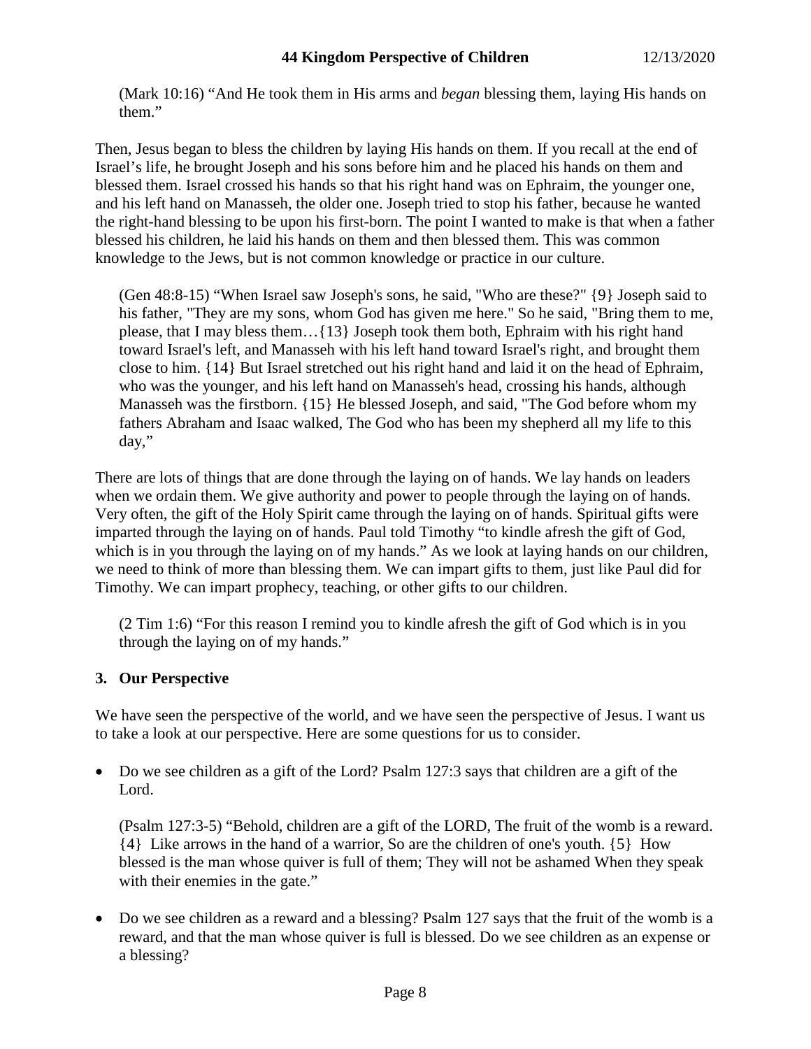(Mark 10:16) “And He took them in His arms and *began* blessing them, laying His hands on them.”

Then, Jesus began to bless the children by laying His hands on them. If you recall at the end of Israel’s life, he brought Joseph and his sons before him and he placed his hands on them and blessed them. Israel crossed his hands so that his right hand was on Ephraim, the younger one, and his left hand on Manasseh, the older one. Joseph tried to stop his father, because he wanted the right-hand blessing to be upon his first-born. The point I wanted to make is that when a father blessed his children, he laid his hands on them and then blessed them. This was common knowledge to the Jews, but is not common knowledge or practice in our culture.

(Gen 48:8-15) “When Israel saw Joseph's sons, he said, "Who are these?" {9} Joseph said to his father, "They are my sons, whom God has given me here." So he said, "Bring them to me, please, that I may bless them…{13} Joseph took them both, Ephraim with his right hand toward Israel's left, and Manasseh with his left hand toward Israel's right, and brought them close to him. {14} But Israel stretched out his right hand and laid it on the head of Ephraim, who was the younger, and his left hand on Manasseh's head, crossing his hands, although Manasseh was the firstborn. {15} He blessed Joseph, and said, "The God before whom my fathers Abraham and Isaac walked, The God who has been my shepherd all my life to this day,”

There are lots of things that are done through the laying on of hands. We lay hands on leaders when we ordain them. We give authority and power to people through the laying on of hands. Very often, the gift of the Holy Spirit came through the laying on of hands. Spiritual gifts were imparted through the laying on of hands. Paul told Timothy “to kindle afresh the gift of God, which is in you through the laying on of my hands.” As we look at laying hands on our children, we need to think of more than blessing them. We can impart gifts to them, just like Paul did for Timothy. We can impart prophecy, teaching, or other gifts to our children.

(2 Tim 1:6) “For this reason I remind you to kindle afresh the gift of God which is in you through the laying on of my hands.”

### 3. Our Perspective

We have seen the perspective of the world, and we have seen the perspective of Jesus. I want us to take a look at our perspective. Here are some questions for us to consider.

- Do we see children as a gift of the Lord? Psalm 127:3 says that children are a gift of the Lord.

  (Psalm 127:3-5) “Behold, children are a gift of the LORD, The fruit of the womb is a reward. {4} Like arrows in the hand of a warrior, So are the children of one's youth. {5} How blessed is the man whose quiver is full of them; They will not be ashamed When they speak with their enemies in the gate.”

- Do we see children as a reward and a blessing? Psalm 127 says that the fruit of the womb is a reward, and that the man whose quiver is full is blessed. Do we see children as an expense or a blessing?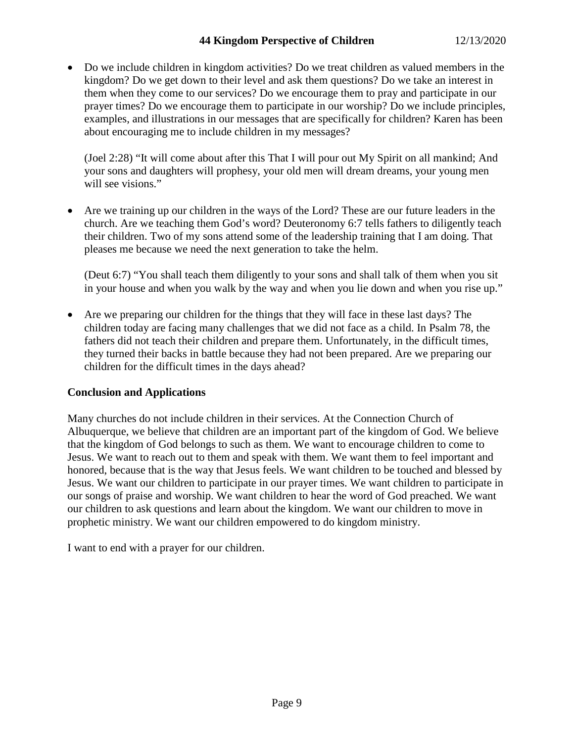- Do we include children in kingdom activities? Do we treat children as valued members in the kingdom? Do we get down to their level and ask them questions? Do we take an interest in them when they come to our services? Do we encourage them to pray and participate in our prayer times? Do we encourage them to participate in our worship? Do we include principles, examples, and illustrations in our messages that are specifically for children? Karen has been about encouraging me to include children in my messages?

  (Joel 2:28) "It will come about after this That I will pour out My Spirit on all mankind; And your sons and daughters will prophesy, your old men will dream dreams, your young men will see visions."

- Are we training up our children in the ways of the Lord? These are our future leaders in the church. Are we teaching them God's word? Deuteronomy 6:7 tells fathers to diligently teach their children. Two of my sons attend some of the leadership training that I am doing. That pleases me because we need the next generation to take the helm.

  (Deut 6:7) "You shall teach them diligently to your sons and shall talk of them when you sit in your house and when you walk by the way and when you lie down and when you rise up."

- Are we preparing our children for the things that they will face in these last days? The children today are facing many challenges that we did not face as a child. In Psalm 78, the fathers did not teach their children and prepare them. Unfortunately, in the difficult times, they turned their backs in battle because they had not been prepared. Are we preparing our children for the difficult times in the days ahead?

**Conclusion and Applications**

Many churches do not include children in their services. At the Connection Church of Albuquerque, we believe that children are an important part of the kingdom of God. We believe that the kingdom of God belongs to such as them. We want to encourage children to come to Jesus. We want to reach out to them and speak with them. We want them to feel important and honored, because that is the way that Jesus feels. We want children to be touched and blessed by Jesus. We want our children to participate in our prayer times. We want children to participate in our songs of praise and worship. We want children to hear the word of God preached. We want our children to ask questions and learn about the kingdom. We want our children to move in prophetic ministry. We want our children empowered to do kingdom ministry.

I want to end with a prayer for our children.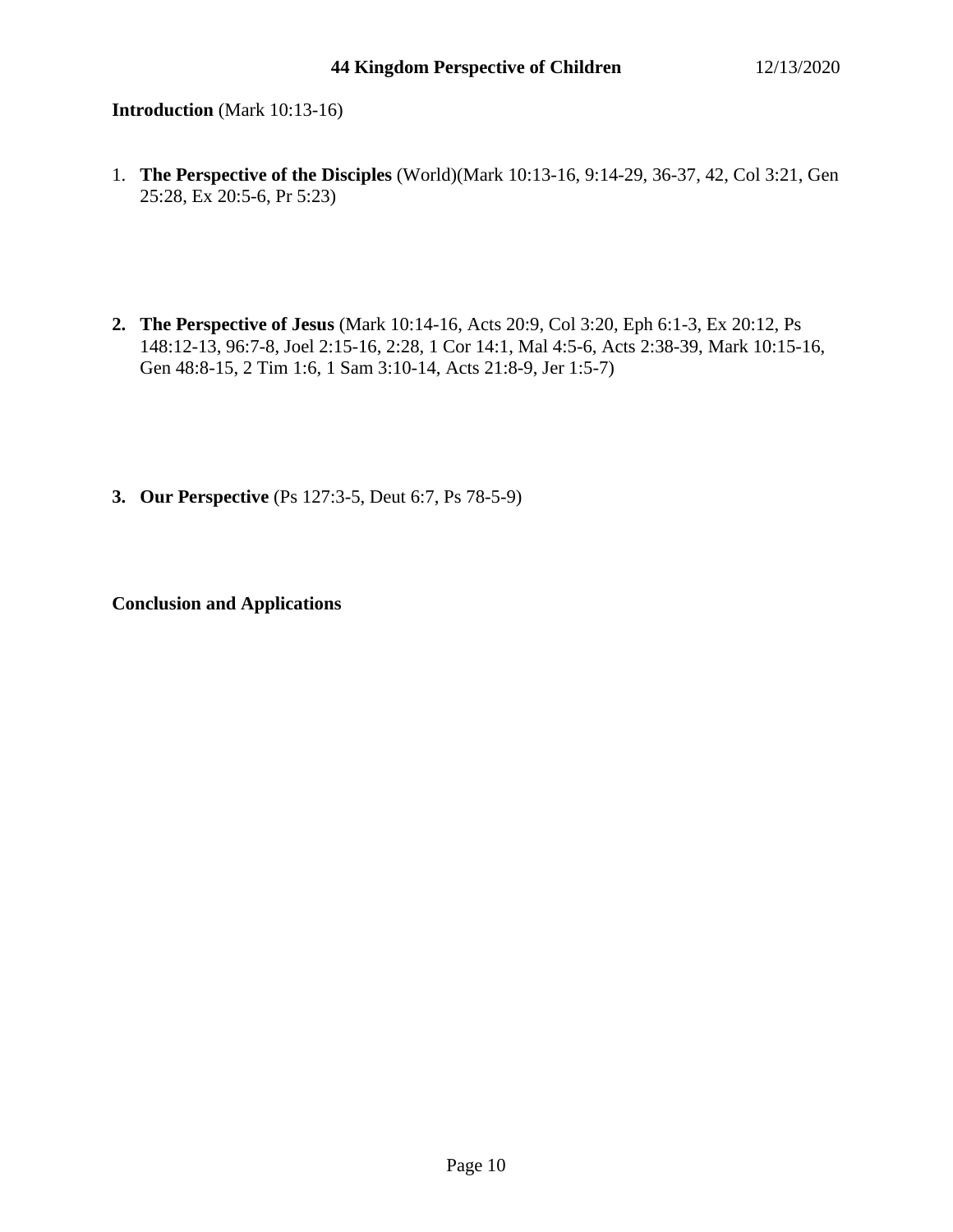# 44 Kingdom Perspective of Children 12/13/2020

**Introduction** (Mark 10:13-16)

1. **The Perspective of the Disciples** (World)(Mark 10:13-16, 9:14-29, 36-37, 42, Col 3:21, Gen 25:28, Ex 20:5-6, Pr 5:23)

2. **The Perspective of Jesus** (Mark 10:14-16, Acts 20:9, Col 3:20, Eph 6:1-3, Ex 20:12, Ps 148:12-13, 96:7-8, Joel 2:15-16, 2:28, 1 Cor 14:1, Mal 4:5-6, Acts 2:38-39, Mark 10:15-16, Gen 48:8-15, 2 Tim 1:6, 1 Sam 3:10-14, Acts 21:8-9, Jer 1:5-7)

3. **Our Perspective** (Ps 127:3-5, Deut 6:7, Ps 78-5-9)

**Conclusion and Applications**